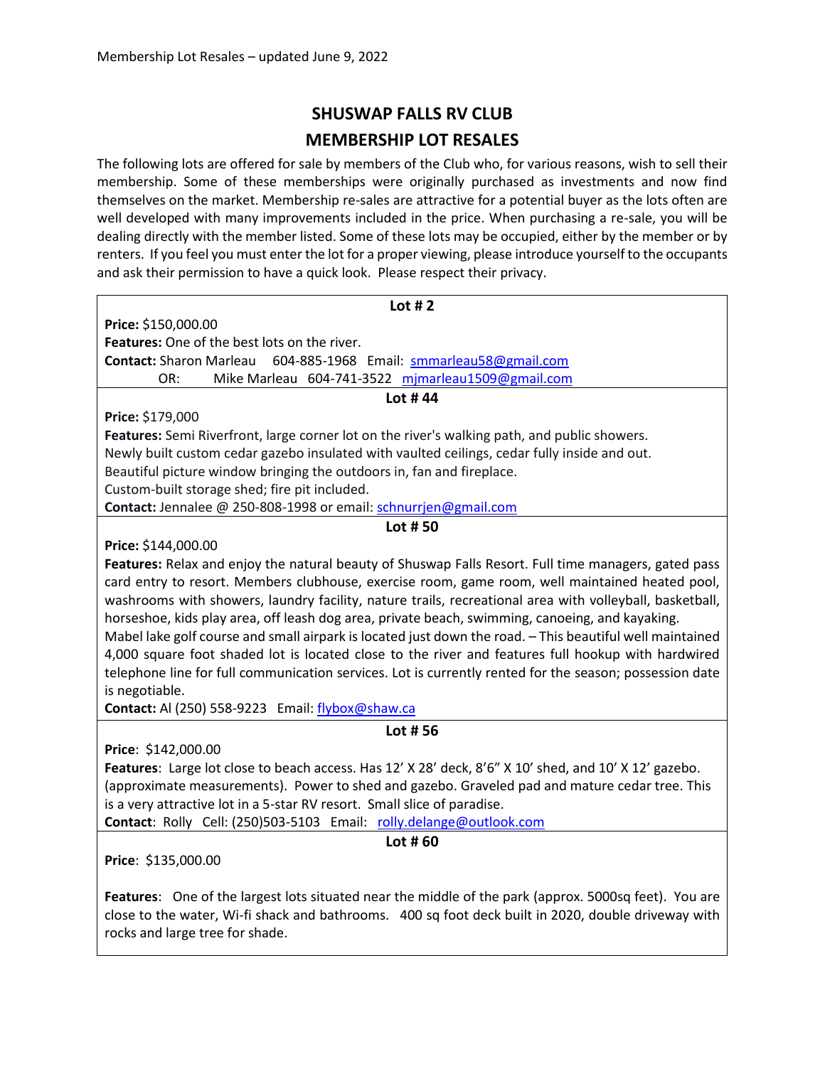# SHUSWAP FALLS RV CLUB

## MEMBERSHIP LOT RESALES

The following lots are offered for sale by members of the Club who, for various reasons, wish to sell their membership. Some of these memberships were originally purchased as investments and now find themselves on the market. Membership re-sales are attractive for a potential buyer as the lots often are well developed with many improvements included in the price. When purchasing a re-sale, you will be dealing directly with the member listed. Some of these lots may be occupied, either by the member or by renters. If you feel you must enter the lot for a proper viewing, please introduce yourself to the occupants and ask their permission to have a quick look. Please respect their privacy.

### Lot # 2

**Price:** $150,000.00

**Features:** One of the best lots on the river.

**Contact:** Sharon Marleau 604-885-1968 Email: smmarleau58@gmail.com
OR: Mike Marleau 604-741-3522 mjmarleau1509@gmail.com

### Lot # 44

**Price:** $179,000

**Features:** Semi Riverfront, large corner lot on the river's walking path, and public showers.
Newly built custom cedar gazebo insulated with vaulted ceilings, cedar fully inside and out.
Beautiful picture window bringing the outdoors in, fan and fireplace.
Custom-built storage shed; fire pit included.

**Contact:** Jennalee @ 250-808-1998 or email: schnurrjen@gmail.com

### Lot # 50

**Price:** $144,000.00

**Features:** Relax and enjoy the natural beauty of Shuswap Falls Resort. Full time managers, gated pass card entry to resort. Members clubhouse, exercise room, game room, well maintained heated pool, washrooms with showers, laundry facility, nature trails, recreational area with volleyball, basketball, horseshoe, kids play area, off leash dog area, private beach, swimming, canoeing, and kayaking.
Mabel lake golf course and small airpark is located just down the road. – This beautiful well maintained 4,000 square foot shaded lot is located close to the river and features full hookup with hardwired telephone line for full communication services. Lot is currently rented for the season; possession date is negotiable.

**Contact:** Al (250) 558-9223 Email: flybox@shaw.ca

### Lot # 56

**Price**: $142,000.00

**Features**: Large lot close to beach access. Has 12' X 28' deck, 8'6" X 10' shed, and 10' X 12' gazebo. (approximate measurements). Power to shed and gazebo. Graveled pad and mature cedar tree. This is a very attractive lot in a 5-star RV resort. Small slice of paradise.

**Contact**: Rolly Cell: (250)503-5103 Email: rolly.delange@outlook.com

### Lot # 60

**Price**: $135,000.00

**Features**: One of the largest lots situated near the middle of the park (approx. 5000sq feet). You are close to the water, Wi-fi shack and bathrooms. 400 sq foot deck built in 2020, double driveway with rocks and large tree for shade.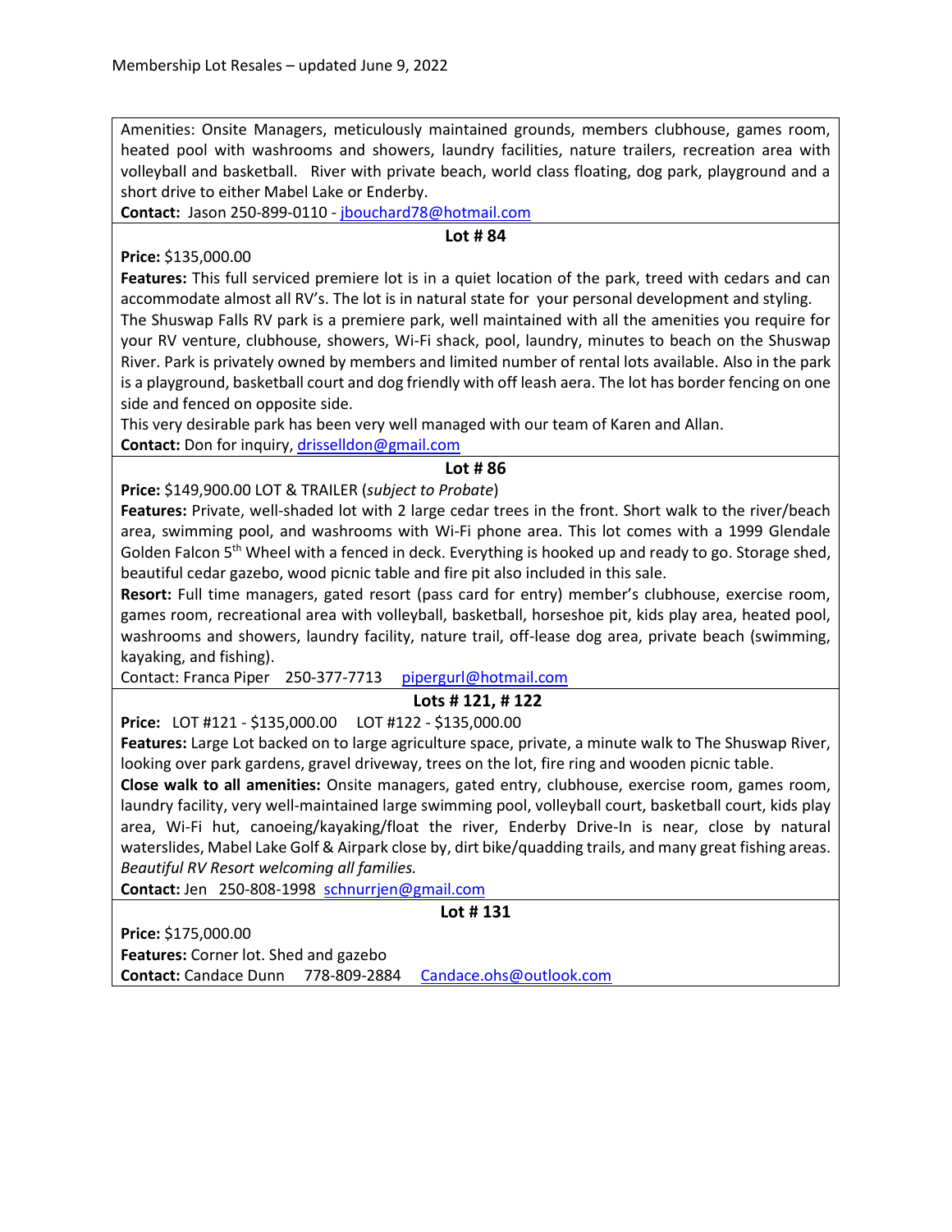Membership Lot Resales – updated June 9, 2022

Amenities: Onsite Managers, meticulously maintained grounds, members clubhouse, games room, heated pool with washrooms and showers, laundry facilities, nature trailers, recreation area with volleyball and basketball. River with private beach, world class floating, dog park, playground and a short drive to either Mabel Lake or Enderby.
**Contact:** Jason 250-899-0110 - jbouchard78@hotmail.com

**Lot # 84**

**Price:** $135,000.00
**Features:** This full serviced premiere lot is in a quiet location of the park, treed with cedars and can accommodate almost all RV's. The lot is in natural state for your personal development and styling.
The Shuswap Falls RV park is a premiere park, well maintained with all the amenities you require for your RV venture, clubhouse, showers, Wi-Fi shack, pool, laundry, minutes to beach on the Shuswap River. Park is privately owned by members and limited number of rental lots available. Also in the park is a playground, basketball court and dog friendly with off leash aera. The lot has border fencing on one side and fenced on opposite side.
This very desirable park has been very well managed with our team of Karen and Allan.
**Contact:** Don for inquiry, drisselldon@gmail.com

**Lot # 86**

**Price:** $149,900.00 LOT & TRAILER (*subject to Probate*)
**Features:** Private, well-shaded lot with 2 large cedar trees in the front. Short walk to the river/beach area, swimming pool, and washrooms with Wi-Fi phone area. This lot comes with a 1999 Glendale Golden Falcon 5th Wheel with a fenced in deck. Everything is hooked up and ready to go. Storage shed, beautiful cedar gazebo, wood picnic table and fire pit also included in this sale.
**Resort:** Full time managers, gated resort (pass card for entry) member's clubhouse, exercise room, games room, recreational area with volleyball, basketball, horseshoe pit, kids play area, heated pool, washrooms and showers, laundry facility, nature trail, off-lease dog area, private beach (swimming, kayaking, and fishing).
Contact: Franca Piper 250-377-7713 pipergurl@hotmail.com

**Lots # 121, # 122**

**Price:** LOT #121 - $135,000.00 LOT #122 - $135,000.00
**Features:** Large Lot backed on to large agriculture space, private, a minute walk to The Shuswap River, looking over park gardens, gravel driveway, trees on the lot, fire ring and wooden picnic table.
**Close walk to all amenities:** Onsite managers, gated entry, clubhouse, exercise room, games room, laundry facility, very well-maintained large swimming pool, volleyball court, basketball court, kids play area, Wi-Fi hut, canoeing/kayaking/float the river, Enderby Drive-In is near, close by natural waterslides, Mabel Lake Golf & Airpark close by, dirt bike/quadding trails, and many great fishing areas. *Beautiful RV Resort welcoming all families.*
**Contact:** Jen 250-808-1998 schnurrjen@gmail.com

**Lot # 131**

**Price:** $175,000.00
**Features:** Corner lot. Shed and gazebo
**Contact:** Candace Dunn 778-809-2884 Candace.ohs@outlook.com